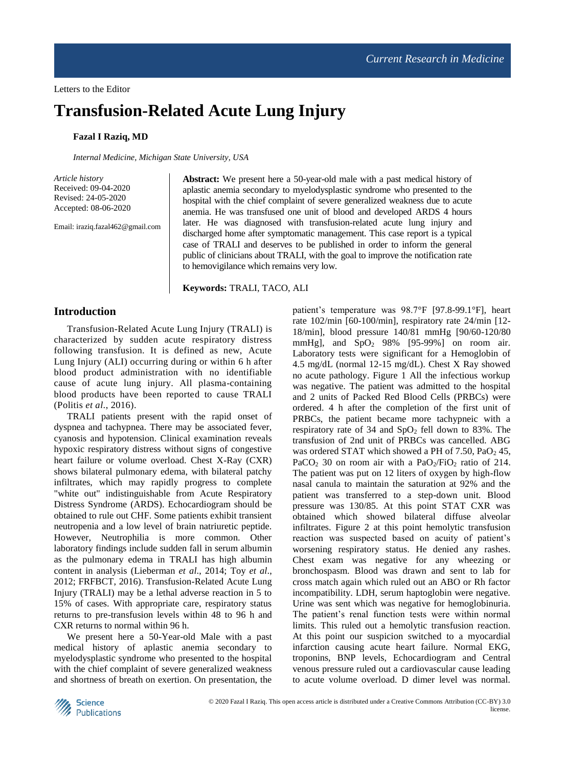Letters to the Editor

# Transfusion-Related Acute Lung Injury

**Fazal I Raziq, MD**

*Internal Medicine, Michigan State University, USA*

*Article history*
Received: 09-04-2020
Revised: 24-05-2020
Accepted: 08-06-2020

Email: iraziq.fazal462@gmail.com

**Abstract:** We present here a 50-year-old male with a past medical history of aplastic anemia secondary to myelodysplastic syndrome who presented to the hospital with the chief complaint of severe generalized weakness due to acute anemia. He was transfused one unit of blood and developed ARDS 4 hours later. He was diagnosed with transfusion-related acute lung injury and discharged home after symptomatic management. This case report is a typical case of TRALI and deserves to be published in order to inform the general public of clinicians about TRALI, with the goal to improve the notification rate to hemovigilance which remains very low.

**Keywords:** TRALI, TACO, ALI

## Introduction

Transfusion-Related Acute Lung Injury (TRALI) is characterized by sudden acute respiratory distress following transfusion. It is defined as new, Acute Lung Injury (ALI) occurring during or within 6 h after blood product administration with no identifiable cause of acute lung injury. All plasma-containing blood products have been reported to cause TRALI (Politis *et al*., 2016).

TRALI patients present with the rapid onset of dyspnea and tachypnea. There may be associated fever, cyanosis and hypotension. Clinical examination reveals hypoxic respiratory distress without signs of congestive heart failure or volume overload. Chest X-Ray (CXR) shows bilateral pulmonary edema, with bilateral patchy infiltrates, which may rapidly progress to complete "white out" indistinguishable from Acute Respiratory Distress Syndrome (ARDS). Echocardiogram should be obtained to rule out CHF. Some patients exhibit transient neutropenia and a low level of brain natriuretic peptide. However, Neutrophilia is more common. Other laboratory findings include sudden fall in serum albumin as the pulmonary edema in TRALI has high albumin content in analysis (Lieberman *et al*., 2014; Toy *et al*., 2012; FRFBCT, 2016). Transfusion-Related Acute Lung Injury (TRALI) may be a lethal adverse reaction in 5 to 15% of cases. With appropriate care, respiratory status returns to pre-transfusion levels within 48 to 96 h and CXR returns to normal within 96 h.

We present here a 50-Year-old Male with a past medical history of aplastic anemia secondary to myelodysplastic syndrome who presented to the hospital with the chief complaint of severe generalized weakness and shortness of breath on exertion. On presentation, the patient's temperature was 98.7°F [97.8-99.1°F], heart rate 102/min [60-100/min], respiratory rate 24/min [12-18/min], blood pressure 140/81 mmHg [90/60-120/80 mmHg], and $SpO_2$ 98% [95-99%] on room air. Laboratory tests were significant for a Hemoglobin of 4.5 mg/dL (normal 12-15 mg/dL). Chest X Ray showed no acute pathology. Figure 1 All the infectious workup was negative. The patient was admitted to the hospital and 2 units of Packed Red Blood Cells (PRBCs) were ordered. 4 h after the completion of the first unit of PRBCs, the patient became more tachypneic with a respiratory rate of 34 and $SpO_2$ fell down to 83%. The transfusion of 2nd unit of PRBCs was cancelled. ABG was ordered STAT which showed a PH of 7.50, $PaO_2$ 45, $PaCO_2$ 30 on room air with a $PaO_2/FiO_2$ ratio of 214. The patient was put on 12 liters of oxygen by high-flow nasal canula to maintain the saturation at 92% and the patient was transferred to a step-down unit. Blood pressure was 130/85. At this point STAT CXR was obtained which showed bilateral diffuse alveolar infiltrates. Figure 2 at this point hemolytic transfusion reaction was suspected based on acuity of patient's worsening respiratory status. He denied any rashes. Chest exam was negative for any wheezing or bronchospasm. Blood was drawn and sent to lab for cross match again which ruled out an ABO or Rh factor incompatibility. LDH, serum haptoglobin were negative. Urine was sent which was negative for hemoglobinuria. The patient's renal function tests were within normal limits. This ruled out a hemolytic transfusion reaction. At this point our suspicion switched to a myocardial infarction causing acute heart failure. Normal EKG, troponins, BNP levels, Echocardiogram and Central venous pressure ruled out a cardiovascular cause leading to acute volume overload. D dimer level was normal.

© 2020 Fazal I Raziq. This open access article is distributed under a Creative Commons Attribution (CC-BY) 3.0 license.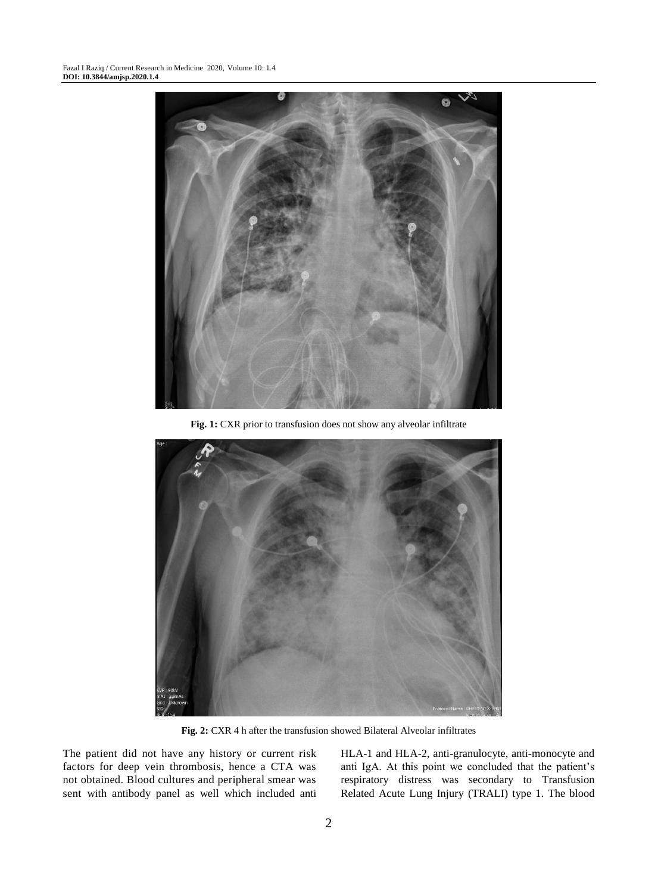Fig. 1: CXR prior to transfusion does not show any alveolar infiltrate

Fig. 2: CXR 4 h after the transfusion showed Bilateral Alveolar infiltrates

The patient did not have any history or current risk factors for deep vein thrombosis, hence a CTA was not obtained. Blood cultures and peripheral smear was sent with antibody panel as well which included anti HLA-1 and HLA-2, anti-granulocyte, anti-monocyte and anti IgA. At this point we concluded that the patient's respiratory distress was secondary to Transfusion Related Acute Lung Injury (TRALI) type 1. The blood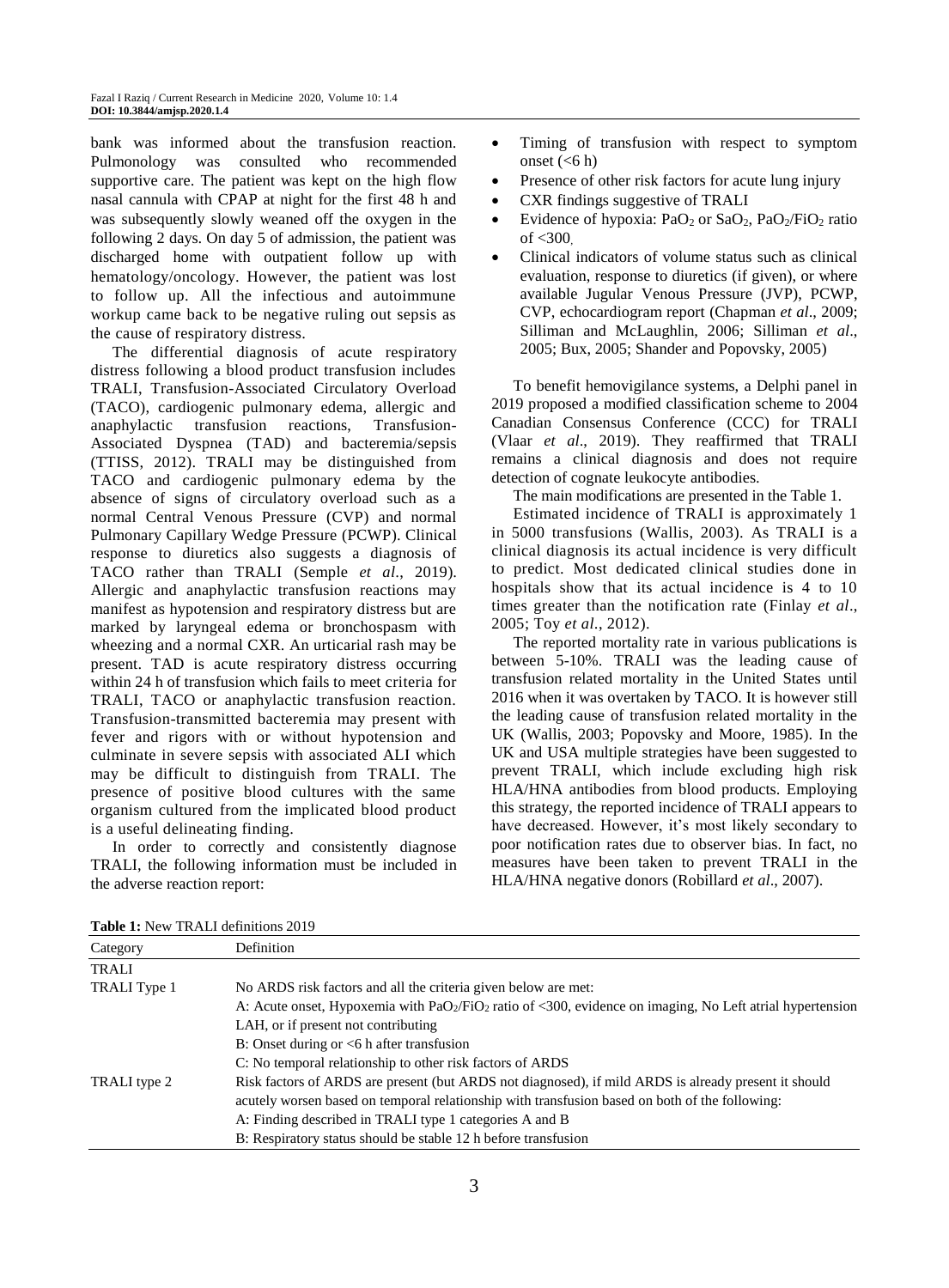bank was informed about the transfusion reaction. Pulmonology was consulted who recommended supportive care. The patient was kept on the high flow nasal cannula with CPAP at night for the first 48 h and was subsequently slowly weaned off the oxygen in the following 2 days. On day 5 of admission, the patient was discharged home with outpatient follow up with hematology/oncology. However, the patient was lost to follow up. All the infectious and autoimmune workup came back to be negative ruling out sepsis as the cause of respiratory distress.

The differential diagnosis of acute respiratory distress following a blood product transfusion includes TRALI, Transfusion-Associated Circulatory Overload (TACO), cardiogenic pulmonary edema, allergic and anaphylactic transfusion reactions, Transfusion-Associated Dyspnea (TAD) and bacteremia/sepsis (TTISS, 2012). TRALI may be distinguished from TACO and cardiogenic pulmonary edema by the absence of signs of circulatory overload such as a normal Central Venous Pressure (CVP) and normal Pulmonary Capillary Wedge Pressure (PCWP). Clinical response to diuretics also suggests a diagnosis of TACO rather than TRALI (Semple *et al*., 2019). Allergic and anaphylactic transfusion reactions may manifest as hypotension and respiratory distress but are marked by laryngeal edema or bronchospasm with wheezing and a normal CXR. An urticarial rash may be present. TAD is acute respiratory distress occurring within 24 h of transfusion which fails to meet criteria for TRALI, TACO or anaphylactic transfusion reaction. Transfusion-transmitted bacteremia may present with fever and rigors with or without hypotension and culminate in severe sepsis with associated ALI which may be difficult to distinguish from TRALI. The presence of positive blood cultures with the same organism cultured from the implicated blood product is a useful delineating finding.

In order to correctly and consistently diagnose TRALI, the following information must be included in the adverse reaction report:

- Timing of transfusion with respect to symptom onset (<6 h)
- Presence of other risk factors for acute lung injury
- CXR findings suggestive of TRALI
- Evidence of hypoxia: $PaO_2$ or $SaO_2$, $PaO_2/FiO_2$ ratio of <300,
- Clinical indicators of volume status such as clinical evaluation, response to diuretics (if given), or where available Jugular Venous Pressure (JVP), PCWP, CVP, echocardiogram report (Chapman *et al*., 2009; Silliman and McLaughlin, 2006; Silliman *et al*., 2005; Bux, 2005; Shander and Popovsky, 2005)

To benefit hemovigilance systems, a Delphi panel in 2019 proposed a modified classification scheme to 2004 Canadian Consensus Conference (CCC) for TRALI (Vlaar *et al*., 2019). They reaffirmed that TRALI remains a clinical diagnosis and does not require detection of cognate leukocyte antibodies.

The main modifications are presented in the Table 1.

Estimated incidence of TRALI is approximately 1 in 5000 transfusions (Wallis, 2003). As TRALI is a clinical diagnosis its actual incidence is very difficult to predict. Most dedicated clinical studies done in hospitals show that its actual incidence is 4 to 10 times greater than the notification rate (Finlay *et al*., 2005; Toy *et al*., 2012).

The reported mortality rate in various publications is between 5-10%. TRALI was the leading cause of transfusion related mortality in the United States until 2016 when it was overtaken by TACO. It is however still the leading cause of transfusion related mortality in the UK (Wallis, 2003; Popovsky and Moore, 1985). In the UK and USA multiple strategies have been suggested to prevent TRALI, which include excluding high risk HLA/HNA antibodies from blood products. Employing this strategy, the reported incidence of TRALI appears to have decreased. However, it's most likely secondary to poor notification rates due to observer bias. In fact, no measures have been taken to prevent TRALI in the HLA/HNA negative donors (Robillard *et al*., 2007).

**Table 1:** New TRALI definitions 2019

| Category | Definition |
|---|---|
| TRALI | |
| TRALI Type 1 | No ARDS risk factors and all the criteria given below are met: |
| | A: Acute onset, Hypoxemia with $PaO_2/FiO_2$ ratio of <300, evidence on imaging, No Left atrial hypertension LAH, or if present not contributing |
| | B: Onset during or <6 h after transfusion |
| | C: No temporal relationship to other risk factors of ARDS |
| TRALI type 2 | Risk factors of ARDS are present (but ARDS not diagnosed), if mild ARDS is already present it should acutely worsen based on temporal relationship with transfusion based on both of the following: |
| | A: Finding described in TRALI type 1 categories A and B |
| | B: Respiratory status should be stable 12 h before transfusion |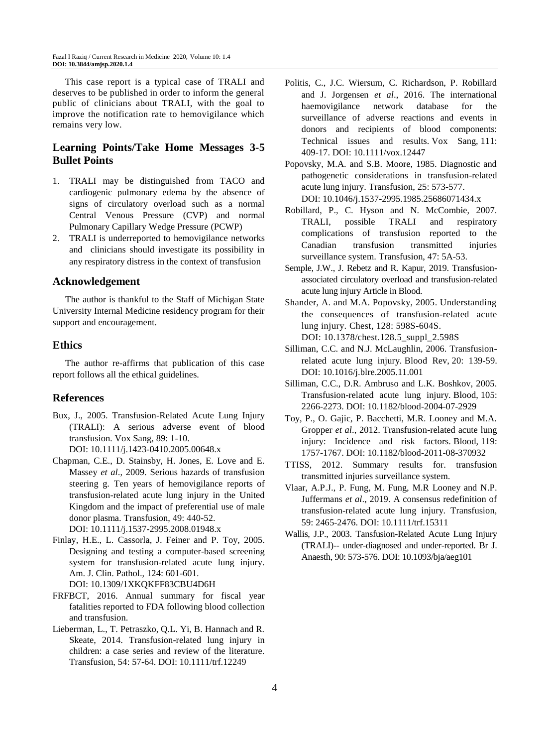This case report is a typical case of TRALI and deserves to be published in order to inform the general public of clinicians about TRALI, with the goal to improve the notification rate to hemovigilance which remains very low.

## Learning Points/Take Home Messages 3-5 Bullet Points

1. TRALI may be distinguished from TACO and cardiogenic pulmonary edema by the absence of signs of circulatory overload such as a normal Central Venous Pressure (CVP) and normal Pulmonary Capillary Wedge Pressure (PCWP)
2. TRALI is underreported to hemovigilance networks and clinicians should investigate its possibility in any respiratory distress in the context of transfusion

## Acknowledgement

The author is thankful to the Staff of Michigan State University Internal Medicine residency program for their support and encouragement.

## Ethics

The author re-affirms that publication of this case report follows all the ethical guidelines.

## References

Bux, J., 2005. Transfusion-Related Acute Lung Injury (TRALI): A serious adverse event of blood transfusion. Vox Sang, 89: 1-10. DOI: 10.1111/j.1423-0410.2005.00648.x

Chapman, C.E., D. Stainsby, H. Jones, E. Love and E. Massey *et al*., 2009. Serious hazards of transfusion steering g. Ten years of hemovigilance reports of transfusion-related acute lung injury in the United Kingdom and the impact of preferential use of male donor plasma. Transfusion, 49: 440-52. DOI: 10.1111/j.1537-2995.2008.01948.x

Finlay, H.E., L. Cassorla, J. Feiner and P. Toy, 2005. Designing and testing a computer-based screening system for transfusion-related acute lung injury. Am. J. Clin. Pathol., 124: 601-601. DOI: 10.1309/1XKQKFF83CBU4D6H

FRFBCT, 2016. Annual summary for fiscal year fatalities reported to FDA following blood collection and transfusion.

Lieberman, L., T. Petraszko, Q.L. Yi, B. Hannach and R. Skeate, 2014. Transfusion-related lung injury in children: a case series and review of the literature. Transfusion, 54: 57-64. DOI: 10.1111/trf.12249

Politis, C., J.C. Wiersum, C. Richardson, P. Robillard and J. Jorgensen *et al*., 2016. The international haemovigilance network database for the surveillance of adverse reactions and events in donors and recipients of blood components: Technical issues and results. Vox Sang, 111: 409-17. DOI: 10.1111/vox.12447

Popovsky, M.A. and S.B. Moore, 1985. Diagnostic and pathogenetic considerations in transfusion-related acute lung injury. Transfusion, 25: 573-577. DOI: 10.1046/j.1537-2995.1985.25686071434.x

Robillard, P., C. Hyson and N. McCombie, 2007. TRALI, possible TRALI and respiratory complications of transfusion reported to the Canadian transfusion transmitted injuries surveillance system. Transfusion, 47: 5A-53.

Semple, J.W., J. Rebetz and R. Kapur, 2019. Transfusion-associated circulatory overload and transfusion-related acute lung injury Article in Blood.

Shander, A. and M.A. Popovsky, 2005. Understanding the consequences of transfusion-related acute lung injury. Chest, 128: 598S-604S. DOI: 10.1378/chest.128.5_suppl_2.598S

Silliman, C.C. and N.J. McLaughlin, 2006. Transfusion-related acute lung injury. Blood Rev, 20: 139-59. DOI: 10.1016/j.blre.2005.11.001

Silliman, C.C., D.R. Ambruso and L.K. Boshkov, 2005. Transfusion-related acute lung injury. Blood, 105: 2266-2273. DOI: 10.1182/blood-2004-07-2929

Toy, P., O. Gajic, P. Bacchetti, M.R. Looney and M.A. Gropper *et al*., 2012. Transfusion-related acute lung injury: Incidence and risk factors. Blood, 119: 1757-1767. DOI: 10.1182/blood-2011-08-370932

TTISS, 2012. Summary results for. transfusion transmitted injuries surveillance system.

Vlaar, A.P.J., P. Fung, M. Fung, M.R Looney and N.P. Juffermans *et al*., 2019. A consensus redefinition of transfusion-related acute lung injury. Transfusion, 59: 2465-2476. DOI: 10.1111/trf.15311

Wallis, J.P., 2003. Tansfusion-Related Acute Lung Injury (TRALI)-- under-diagnosed and under-reported. Br J. Anaesth, 90: 573-576. DOI: 10.1093/bja/aeg101